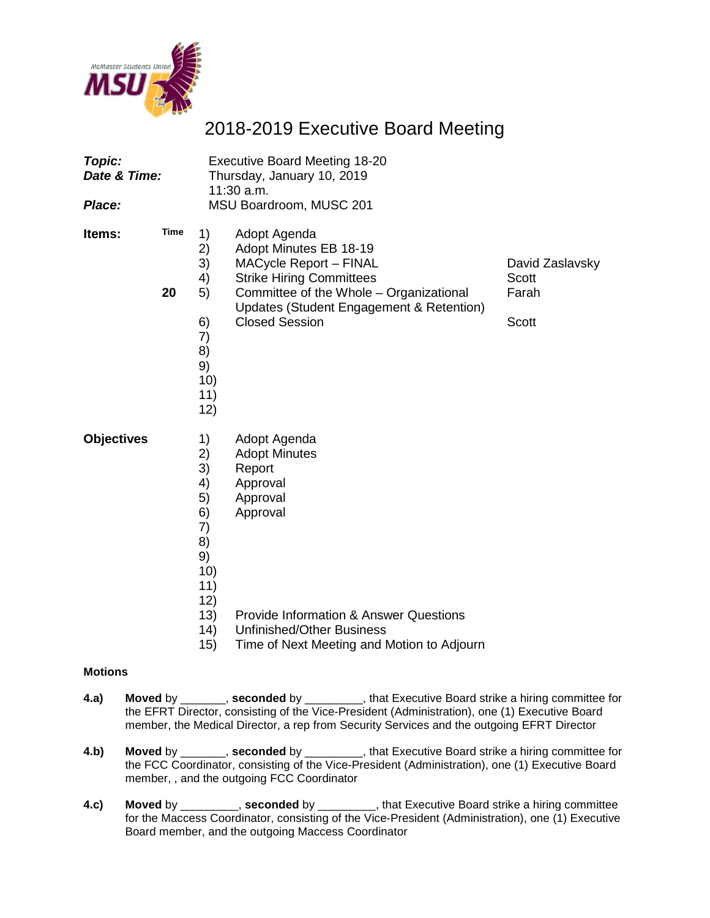# 2018-2019 Executive Board Meeting

| | |
|---|---|
| ***Topic:*** | Executive Board Meeting 18-20 |
| ***Date & Time:*** | Thursday, January 10, 2019<br>11:30 a.m. |
| ***Place:*** | MSU Boardroom, MUSC 201 |

**Items:**

| Time | # | Item | |
|---|---|---|---|
| | 1) | Adopt Agenda | |
| | 2) | Adopt Minutes EB 18-19 | |
| | 3) | MACycle Report – FINAL | David Zaslavsky |
| | 4) | Strike Hiring Committees | Scott |
| 20 | 5) | Committee of the Whole – Organizational Updates (Student Engagement & Retention) | Farah |
| | 6) | Closed Session | Scott |
| | 7) | | |
| | 8) | | |
| | 9) | | |
| | 10) | | |
| | 11) | | |
| | 12) | | |

**Objectives**

1) Adopt Agenda
2) Adopt Minutes
3) Report
4) Approval
5) Approval
6) Approval
7)
8)
9)
10)
11)
12)
13) Provide Information & Answer Questions
14) Unfinished/Other Business
15) Time of Next Meeting and Motion to Adjourn

**Motions**

**4.a)** **Moved** by _______, **seconded** by _________, that Executive Board strike a hiring committee for the EFRT Director, consisting of the Vice-President (Administration), one (1) Executive Board member, the Medical Director, a rep from Security Services and the outgoing EFRT Director

**4.b)** **Moved** by _______, **seconded** by _________, that Executive Board strike a hiring committee for the FCC Coordinator, consisting of the Vice-President (Administration), one (1) Executive Board member, , and the outgoing FCC Coordinator

**4.c)** **Moved** by _________, **seconded** by _________, that Executive Board strike a hiring committee for the Maccess Coordinator, consisting of the Vice-President (Administration), one (1) Executive Board member, and the outgoing Maccess Coordinator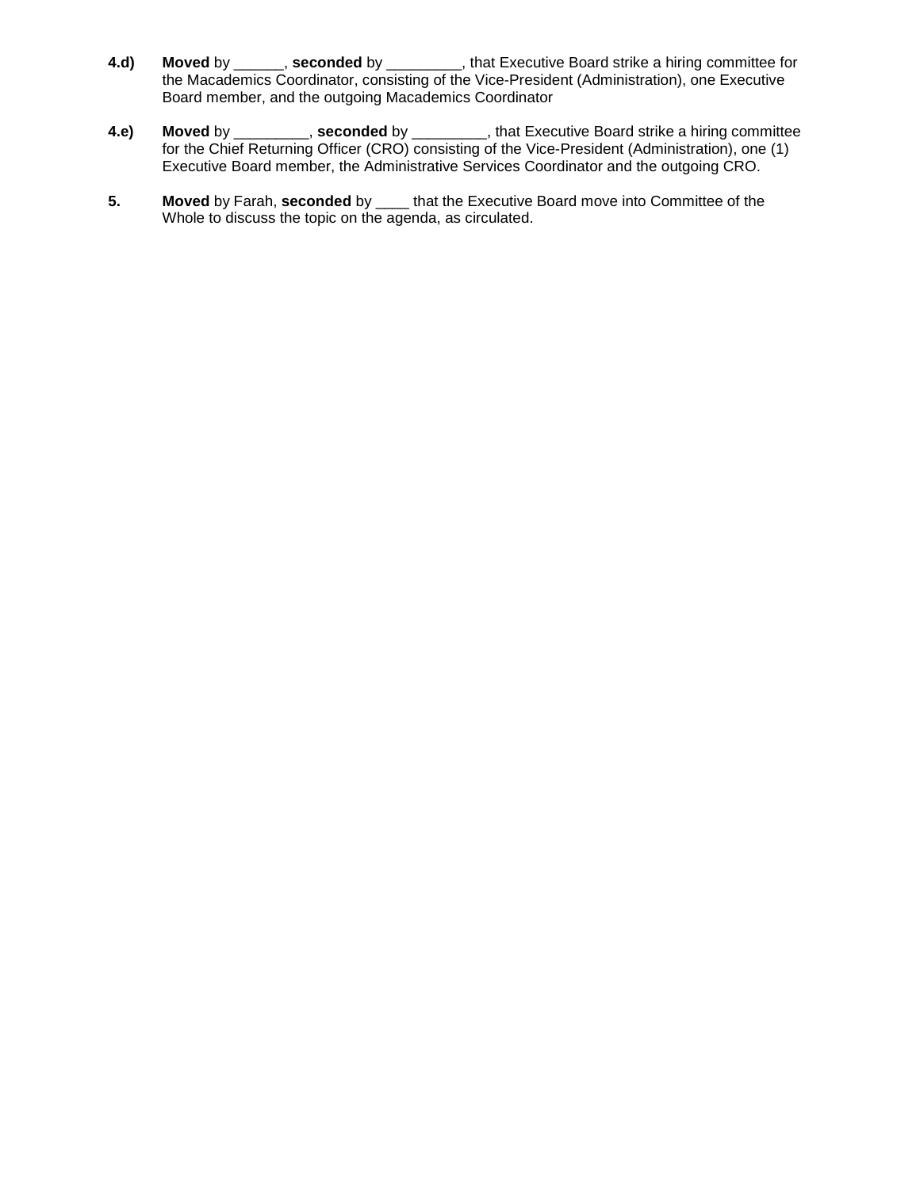**4.d)** **Moved** by ______, **seconded** by _________, that Executive Board strike a hiring committee for the Macademics Coordinator, consisting of the Vice-President (Administration), one Executive Board member, and the outgoing Macademics Coordinator

**4.e)** **Moved** by _________, **seconded** by _________, that Executive Board strike a hiring committee for the Chief Returning Officer (CRO) consisting of the Vice-President (Administration), one (1) Executive Board member, the Administrative Services Coordinator and the outgoing CRO.

**5.** **Moved** by Farah, **seconded** by ____ that the Executive Board move into Committee of the Whole to discuss the topic on the agenda, as circulated.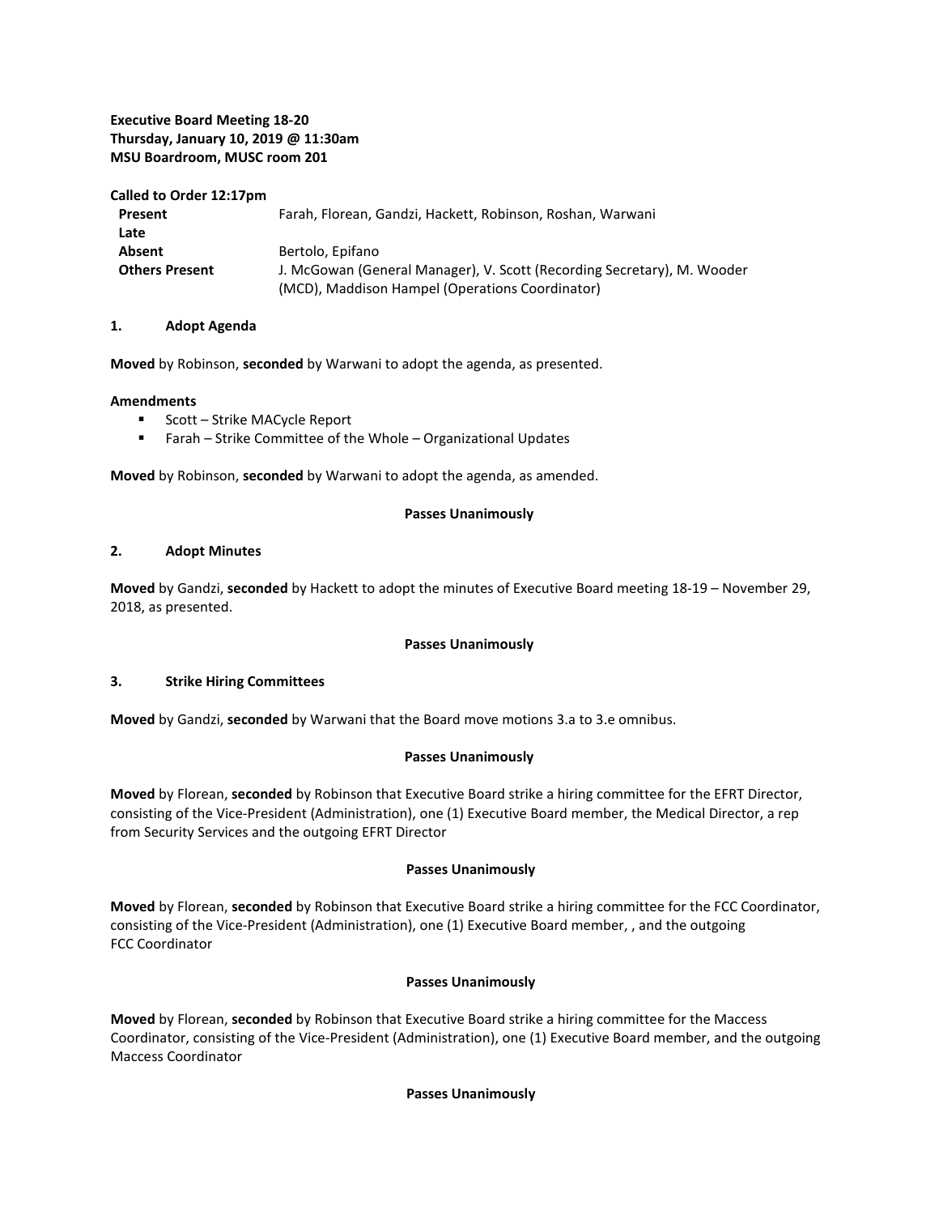**Executive Board Meeting 18-20**
**Thursday, January 10, 2019 @ 11:30am**
**MSU Boardroom, MUSC room 201**

**Called to Order 12:17pm**

| | |
|---|---|
| **Present** | Farah, Florean, Gandzi, Hackett, Robinson, Roshan, Warwani |
| **Late** | |
| **Absent** | Bertolo, Epifano |
| **Others Present** | J. McGowan (General Manager), V. Scott (Recording Secretary), M. Wooder (MCD), Maddison Hampel (Operations Coordinator) |

## 1. Adopt Agenda

**Moved** by Robinson, **seconded** by Warwani to adopt the agenda, as presented.

**Amendments**

- Scott – Strike MACycle Report
- Farah – Strike Committee of the Whole – Organizational Updates

**Moved** by Robinson, **seconded** by Warwani to adopt the agenda, as amended.

**Passes Unanimously**

## 2. Adopt Minutes

**Moved** by Gandzi, **seconded** by Hackett to adopt the minutes of Executive Board meeting 18-19 – November 29, 2018, as presented.

**Passes Unanimously**

## 3. Strike Hiring Committees

**Moved** by Gandzi, **seconded** by Warwani that the Board move motions 3.a to 3.e omnibus.

**Passes Unanimously**

**Moved** by Florean, **seconded** by Robinson that Executive Board strike a hiring committee for the EFRT Director, consisting of the Vice-President (Administration), one (1) Executive Board member, the Medical Director, a rep from Security Services and the outgoing EFRT Director

**Passes Unanimously**

**Moved** by Florean, **seconded** by Robinson that Executive Board strike a hiring committee for the FCC Coordinator, consisting of the Vice-President (Administration), one (1) Executive Board member, , and the outgoing FCC Coordinator

**Passes Unanimously**

**Moved** by Florean, **seconded** by Robinson that Executive Board strike a hiring committee for the Maccess Coordinator, consisting of the Vice-President (Administration), one (1) Executive Board member, and the outgoing Maccess Coordinator

**Passes Unanimously**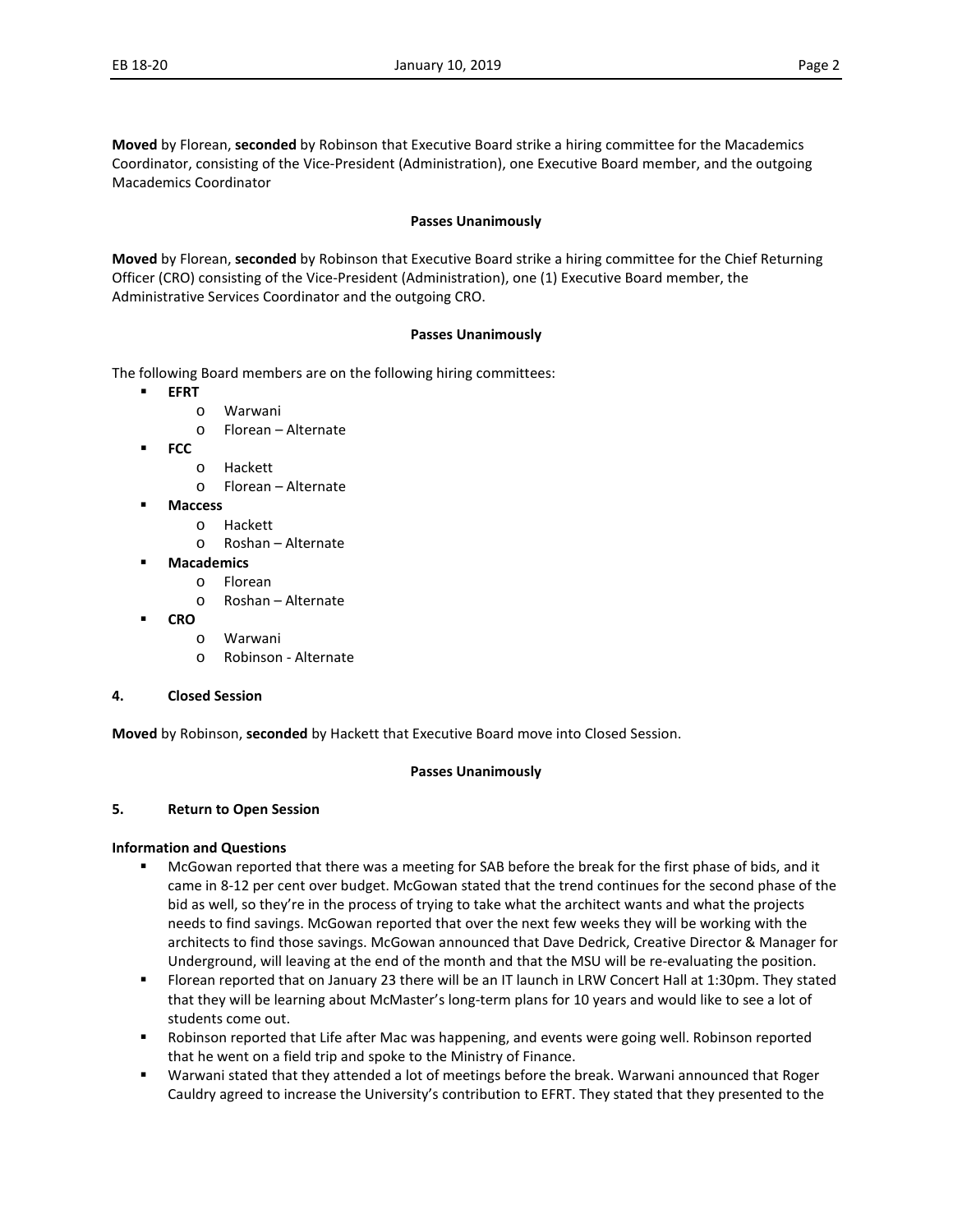**Moved** by Florean, **seconded** by Robinson that Executive Board strike a hiring committee for the Macademics Coordinator, consisting of the Vice-President (Administration), one Executive Board member, and the outgoing Macademics Coordinator

**Passes Unanimously**

**Moved** by Florean, **seconded** by Robinson that Executive Board strike a hiring committee for the Chief Returning Officer (CRO) consisting of the Vice-President (Administration), one (1) Executive Board member, the Administrative Services Coordinator and the outgoing CRO.

**Passes Unanimously**

The following Board members are on the following hiring committees:

- **EFRT**
    - Warwani
    - Florean – Alternate
- **FCC**
    - Hackett
    - Florean – Alternate
- **Maccess**
    - Hackett
    - Roshan – Alternate
- **Macademics**
    - Florean
    - Roshan – Alternate
- **CRO**
    - Warwani
    - Robinson - Alternate

**4. Closed Session**

**Moved** by Robinson, **seconded** by Hackett that Executive Board move into Closed Session.

**Passes Unanimously**

**5. Return to Open Session**

**Information and Questions**

- McGowan reported that there was a meeting for SAB before the break for the first phase of bids, and it came in 8-12 per cent over budget. McGowan stated that the trend continues for the second phase of the bid as well, so they're in the process of trying to take what the architect wants and what the projects needs to find savings. McGowan reported that over the next few weeks they will be working with the architects to find those savings. McGowan announced that Dave Dedrick, Creative Director & Manager for Underground, will leaving at the end of the month and that the MSU will be re-evaluating the position.
- Florean reported that on January 23 there will be an IT launch in LRW Concert Hall at 1:30pm. They stated that they will be learning about McMaster's long-term plans for 10 years and would like to see a lot of students come out.
- Robinson reported that Life after Mac was happening, and events were going well. Robinson reported that he went on a field trip and spoke to the Ministry of Finance.
- Warwani stated that they attended a lot of meetings before the break. Warwani announced that Roger Cauldry agreed to increase the University's contribution to EFRT. They stated that they presented to the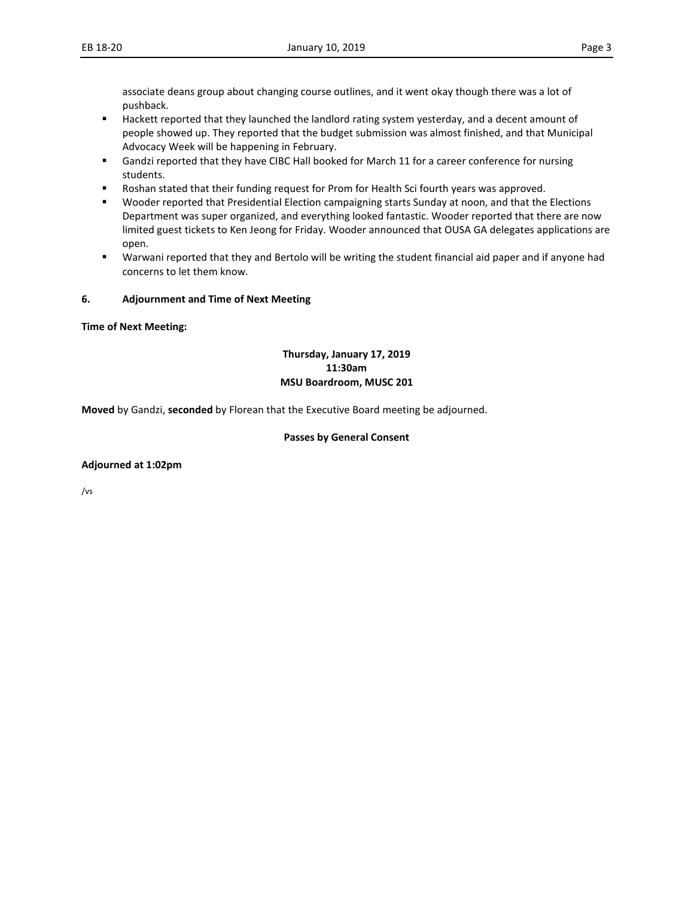associate deans group about changing course outlines, and it went okay though there was a lot of pushback.

- Hackett reported that they launched the landlord rating system yesterday, and a decent amount of people showed up. They reported that the budget submission was almost finished, and that Municipal Advocacy Week will be happening in February.
- Gandzi reported that they have CIBC Hall booked for March 11 for a career conference for nursing students.
- Roshan stated that their funding request for Prom for Health Sci fourth years was approved.
- Wooder reported that Presidential Election campaigning starts Sunday at noon, and that the Elections Department was super organized, and everything looked fantastic. Wooder reported that there are now limited guest tickets to Ken Jeong for Friday. Wooder announced that OUSA GA delegates applications are open.
- Warwani reported that they and Bertolo will be writing the student financial aid paper and if anyone had concerns to let them know.

**6. Adjournment and Time of Next Meeting**

**Time of Next Meeting:**

**Thursday, January 17, 2019**
**11:30am**
**MSU Boardroom, MUSC 201**

**Moved** by Gandzi, **seconded** by Florean that the Executive Board meeting be adjourned.

**Passes by General Consent**

**Adjourned at 1:02pm**

/vs